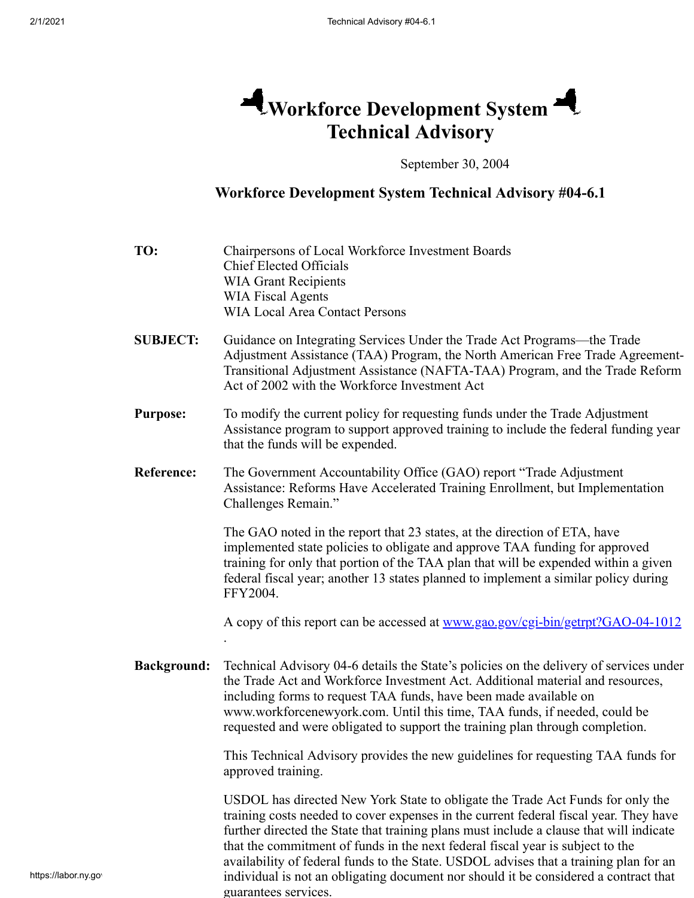# Workforce Development System Technical Advisory

September 30, 2004

## Workforce Development System Technical Advisory #04-6.1

**TO:** Chairpersons of Local Workforce Investment Boards
Chief Elected Officials
WIA Grant Recipients
WIA Fiscal Agents
WIA Local Area Contact Persons

**SUBJECT:** Guidance on Integrating Services Under the Trade Act Programs—the Trade Adjustment Assistance (TAA) Program, the North American Free Trade Agreement-Transitional Adjustment Assistance (NAFTA-TAA) Program, and the Trade Reform Act of 2002 with the Workforce Investment Act

**Purpose:** To modify the current policy for requesting funds under the Trade Adjustment Assistance program to support approved training to include the federal funding year that the funds will be expended.

**Reference:** The Government Accountability Office (GAO) report "Trade Adjustment Assistance: Reforms Have Accelerated Training Enrollment, but Implementation Challenges Remain."

The GAO noted in the report that 23 states, at the direction of ETA, have implemented state policies to obligate and approve TAA funding for approved training for only that portion of the TAA plan that will be expended within a given federal fiscal year; another 13 states planned to implement a similar policy during FFY2004.

A copy of this report can be accessed at [www.gao.gov/cgi-bin/getrpt?GAO-04-1012](www.gao.gov/cgi-bin/getrpt?GAO-04-1012).

**Background:** Technical Advisory 04-6 details the State's policies on the delivery of services under the Trade Act and Workforce Investment Act. Additional material and resources, including forms to request TAA funds, have been made available on www.workforcenewyork.com. Until this time, TAA funds, if needed, could be requested and were obligated to support the training plan through completion.

This Technical Advisory provides the new guidelines for requesting TAA funds for approved training.

USDOL has directed New York State to obligate the Trade Act Funds for only the training costs needed to cover expenses in the current federal fiscal year. They have further directed the State that training plans must include a clause that will indicate that the commitment of funds in the next federal fiscal year is subject to the availability of federal funds to the State. USDOL advises that a training plan for an individual is not an obligating document nor should it be considered a contract that guarantees services.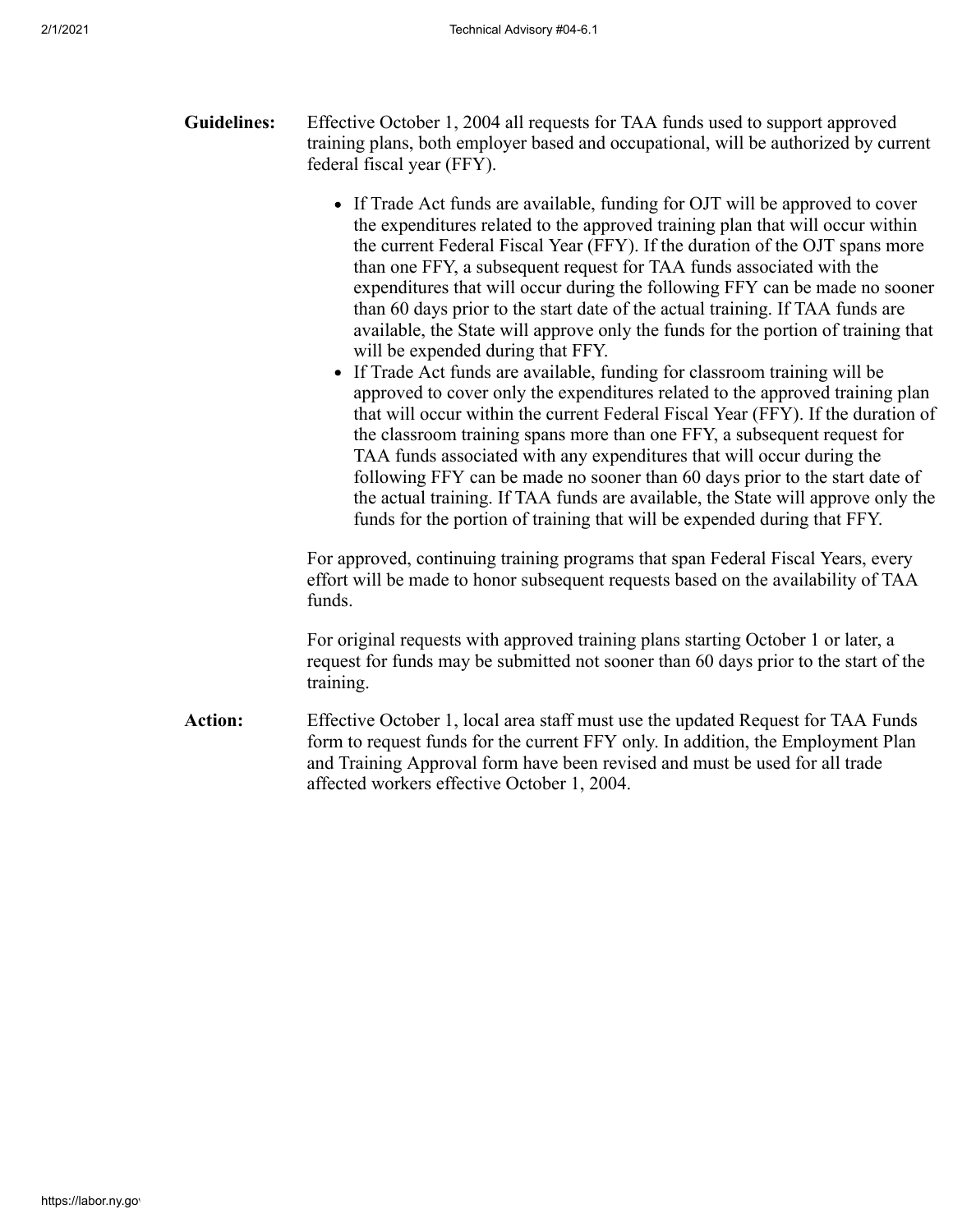**Guidelines:** Effective October 1, 2004 all requests for TAA funds used to support approved training plans, both employer based and occupational, will be authorized by current federal fiscal year (FFY).

- If Trade Act funds are available, funding for OJT will be approved to cover the expenditures related to the approved training plan that will occur within the current Federal Fiscal Year (FFY). If the duration of the OJT spans more than one FFY, a subsequent request for TAA funds associated with the expenditures that will occur during the following FFY can be made no sooner than 60 days prior to the start date of the actual training. If TAA funds are available, the State will approve only the funds for the portion of training that will be expended during that FFY.
- If Trade Act funds are available, funding for classroom training will be approved to cover only the expenditures related to the approved training plan that will occur within the current Federal Fiscal Year (FFY). If the duration of the classroom training spans more than one FFY, a subsequent request for TAA funds associated with any expenditures that will occur during the following FFY can be made no sooner than 60 days prior to the start date of the actual training. If TAA funds are available, the State will approve only the funds for the portion of training that will be expended during that FFY.

For approved, continuing training programs that span Federal Fiscal Years, every effort will be made to honor subsequent requests based on the availability of TAA funds.

For original requests with approved training plans starting October 1 or later, a request for funds may be submitted not sooner than 60 days prior to the start of the training.

**Action:** Effective October 1, local area staff must use the updated Request for TAA Funds form to request funds for the current FFY only. In addition, the Employment Plan and Training Approval form have been revised and must be used for all trade affected workers effective October 1, 2004.